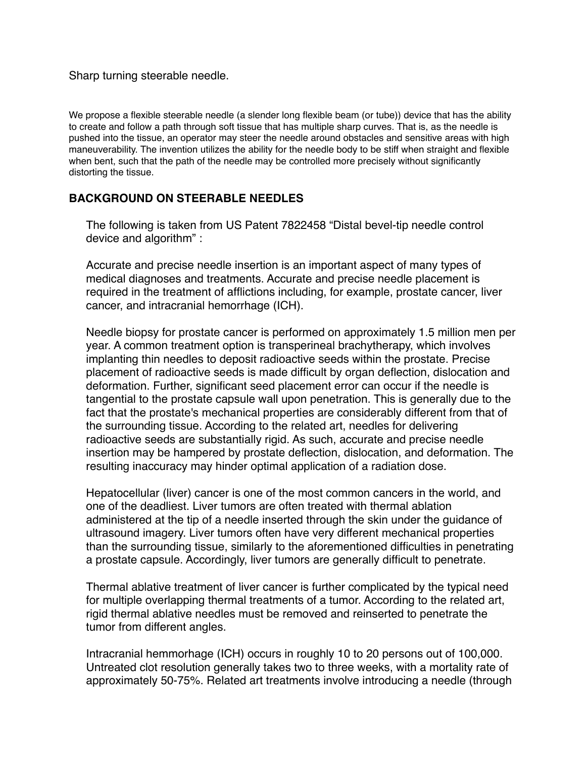Sharp turning steerable needle.

We propose a flexible steerable needle (a slender long flexible beam (or tube)) device that has the ability to create and follow a path through soft tissue that has multiple sharp curves. That is, as the needle is pushed into the tissue, an operator may steer the needle around obstacles and sensitive areas with high maneuverability. The invention utilizes the ability for the needle body to be stiff when straight and flexible when bent, such that the path of the needle may be controlled more precisely without significantly distorting the tissue.

## BACKGROUND ON STEERABLE NEEDLES

The following is taken from US Patent 7822458 “Distal bevel-tip needle control device and algorithm” :

Accurate and precise needle insertion is an important aspect of many types of medical diagnoses and treatments. Accurate and precise needle placement is required in the treatment of afflictions including, for example, prostate cancer, liver cancer, and intracranial hemorrhage (ICH).

Needle biopsy for prostate cancer is performed on approximately 1.5 million men per year. A common treatment option is transperineal brachytherapy, which involves implanting thin needles to deposit radioactive seeds within the prostate. Precise placement of radioactive seeds is made difficult by organ deflection, dislocation and deformation. Further, significant seed placement error can occur if the needle is tangential to the prostate capsule wall upon penetration. This is generally due to the fact that the prostate's mechanical properties are considerably different from that of the surrounding tissue. According to the related art, needles for delivering radioactive seeds are substantially rigid. As such, accurate and precise needle insertion may be hampered by prostate deflection, dislocation, and deformation. The resulting inaccuracy may hinder optimal application of a radiation dose.

Hepatocellular (liver) cancer is one of the most common cancers in the world, and one of the deadliest. Liver tumors are often treated with thermal ablation administered at the tip of a needle inserted through the skin under the guidance of ultrasound imagery. Liver tumors often have very different mechanical properties than the surrounding tissue, similarly to the aforementioned difficulties in penetrating a prostate capsule. Accordingly, liver tumors are generally difficult to penetrate.

Thermal ablative treatment of liver cancer is further complicated by the typical need for multiple overlapping thermal treatments of a tumor. According to the related art, rigid thermal ablative needles must be removed and reinserted to penetrate the tumor from different angles.

Intracranial hemmorhage (ICH) occurs in roughly 10 to 20 persons out of 100,000. Untreated clot resolution generally takes two to three weeks, with a mortality rate of approximately 50-75%. Related art treatments involve introducing a needle (through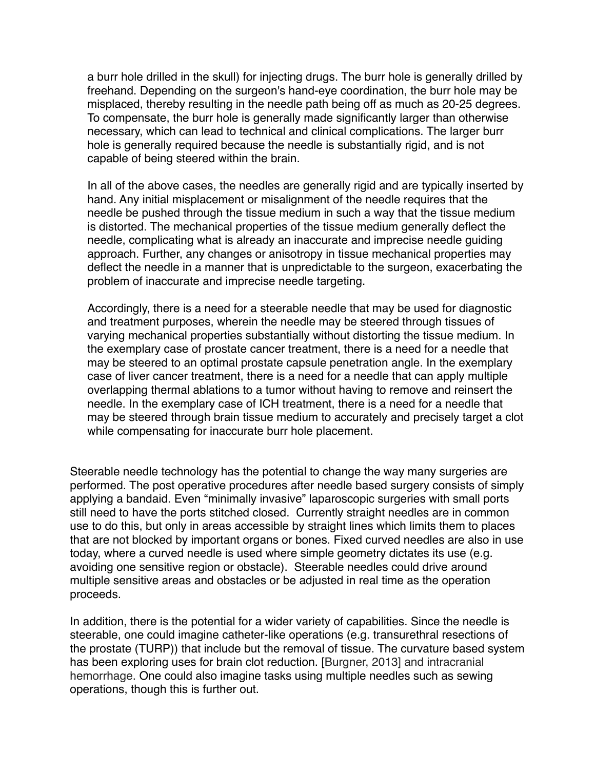> a burr hole drilled in the skull) for injecting drugs. The burr hole is generally drilled by freehand. Depending on the surgeon's hand-eye coordination, the burr hole may be misplaced, thereby resulting in the needle path being off as much as 20-25 degrees. To compensate, the burr hole is generally made significantly larger than otherwise necessary, which can lead to technical and clinical complications. The larger burr hole is generally required because the needle is substantially rigid, and is not capable of being steered within the brain.
>
> In all of the above cases, the needles are generally rigid and are typically inserted by hand. Any initial misplacement or misalignment of the needle requires that the needle be pushed through the tissue medium in such a way that the tissue medium is distorted. The mechanical properties of the tissue medium generally deflect the needle, complicating what is already an inaccurate and imprecise needle guiding approach. Further, any changes or anisotropy in tissue mechanical properties may deflect the needle in a manner that is unpredictable to the surgeon, exacerbating the problem of inaccurate and imprecise needle targeting.
>
> Accordingly, there is a need for a steerable needle that may be used for diagnostic and treatment purposes, wherein the needle may be steered through tissues of varying mechanical properties substantially without distorting the tissue medium. In the exemplary case of prostate cancer treatment, there is a need for a needle that may be steered to an optimal prostate capsule penetration angle. In the exemplary case of liver cancer treatment, there is a need for a needle that can apply multiple overlapping thermal ablations to a tumor without having to remove and reinsert the needle. In the exemplary case of ICH treatment, there is a need for a needle that may be steered through brain tissue medium to accurately and precisely target a clot while compensating for inaccurate burr hole placement.

Steerable needle technology has the potential to change the way many surgeries are performed. The post operative procedures after needle based surgery consists of simply applying a bandaid. Even “minimally invasive” laparoscopic surgeries with small ports still need to have the ports stitched closed. Currently straight needles are in common use to do this, but only in areas accessible by straight lines which limits them to places that are not blocked by important organs or bones. Fixed curved needles are also in use today, where a curved needle is used where simple geometry dictates its use (e.g. avoiding one sensitive region or obstacle). Steerable needles could drive around multiple sensitive areas and obstacles or be adjusted in real time as the operation proceeds.

In addition, there is the potential for a wider variety of capabilities. Since the needle is steerable, one could imagine catheter-like operations (e.g. transurethral resections of the prostate (TURP)) that include but the removal of tissue. The curvature based system has been exploring uses for brain clot reduction. [Burgner, 2013] and intracranial hemorrhage. One could also imagine tasks using multiple needles such as sewing operations, though this is further out.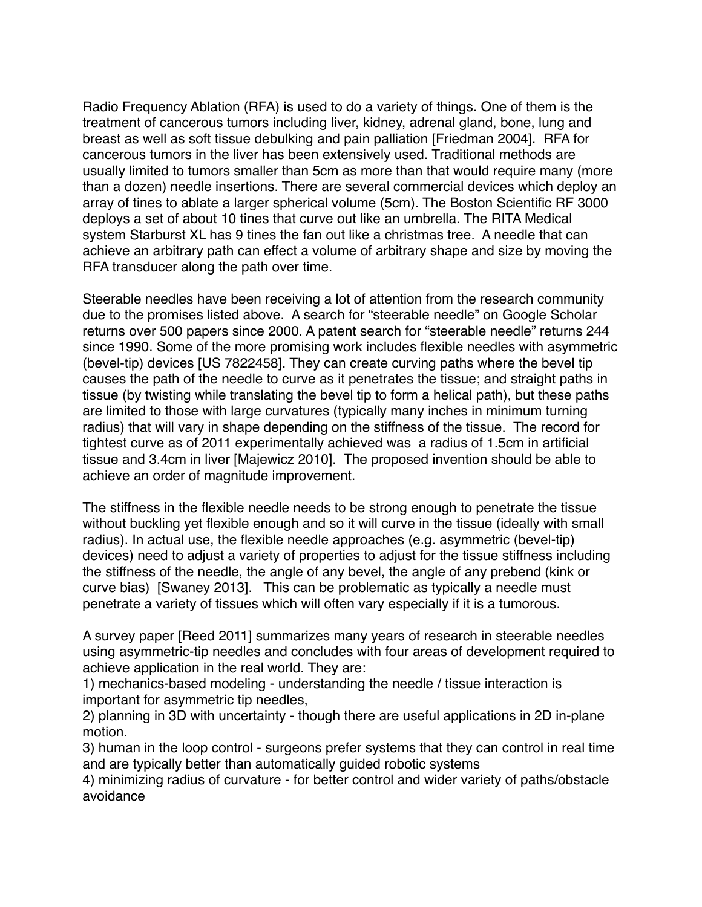Radio Frequency Ablation (RFA) is used to do a variety of things. One of them is the treatment of cancerous tumors including liver, kidney, adrenal gland, bone, lung and breast as well as soft tissue debulking and pain palliation [Friedman 2004]. RFA for cancerous tumors in the liver has been extensively used. Traditional methods are usually limited to tumors smaller than 5cm as more than that would require many (more than a dozen) needle insertions. There are several commercial devices which deploy an array of tines to ablate a larger spherical volume (5cm). The Boston Scientific RF 3000 deploys a set of about 10 tines that curve out like an umbrella. The RITA Medical system Starburst XL has 9 tines the fan out like a christmas tree. A needle that can achieve an arbitrary path can effect a volume of arbitrary shape and size by moving the RFA transducer along the path over time.

Steerable needles have been receiving a lot of attention from the research community due to the promises listed above. A search for "steerable needle" on Google Scholar returns over 500 papers since 2000. A patent search for "steerable needle" returns 244 since 1990. Some of the more promising work includes flexible needles with asymmetric (bevel-tip) devices [US 7822458]. They can create curving paths where the bevel tip causes the path of the needle to curve as it penetrates the tissue; and straight paths in tissue (by twisting while translating the bevel tip to form a helical path), but these paths are limited to those with large curvatures (typically many inches in minimum turning radius) that will vary in shape depending on the stiffness of the tissue. The record for tightest curve as of 2011 experimentally achieved was a radius of 1.5cm in artificial tissue and 3.4cm in liver [Majewicz 2010]. The proposed invention should be able to achieve an order of magnitude improvement.

The stiffness in the flexible needle needs to be strong enough to penetrate the tissue without buckling yet flexible enough and so it will curve in the tissue (ideally with small radius). In actual use, the flexible needle approaches (e.g. asymmetric (bevel-tip) devices) need to adjust a variety of properties to adjust for the tissue stiffness including the stiffness of the needle, the angle of any bevel, the angle of any prebend (kink or curve bias) [Swaney 2013]. This can be problematic as typically a needle must penetrate a variety of tissues which will often vary especially if it is a tumorous.

A survey paper [Reed 2011] summarizes many years of research in steerable needles using asymmetric-tip needles and concludes with four areas of development required to achieve application in the real world. They are:

1) mechanics-based modeling - understanding the needle / tissue interaction is important for asymmetric tip needles,
2) planning in 3D with uncertainty - though there are useful applications in 2D in-plane motion.
3) human in the loop control - surgeons prefer systems that they can control in real time and are typically better than automatically guided robotic systems
4) minimizing radius of curvature - for better control and wider variety of paths/obstacle avoidance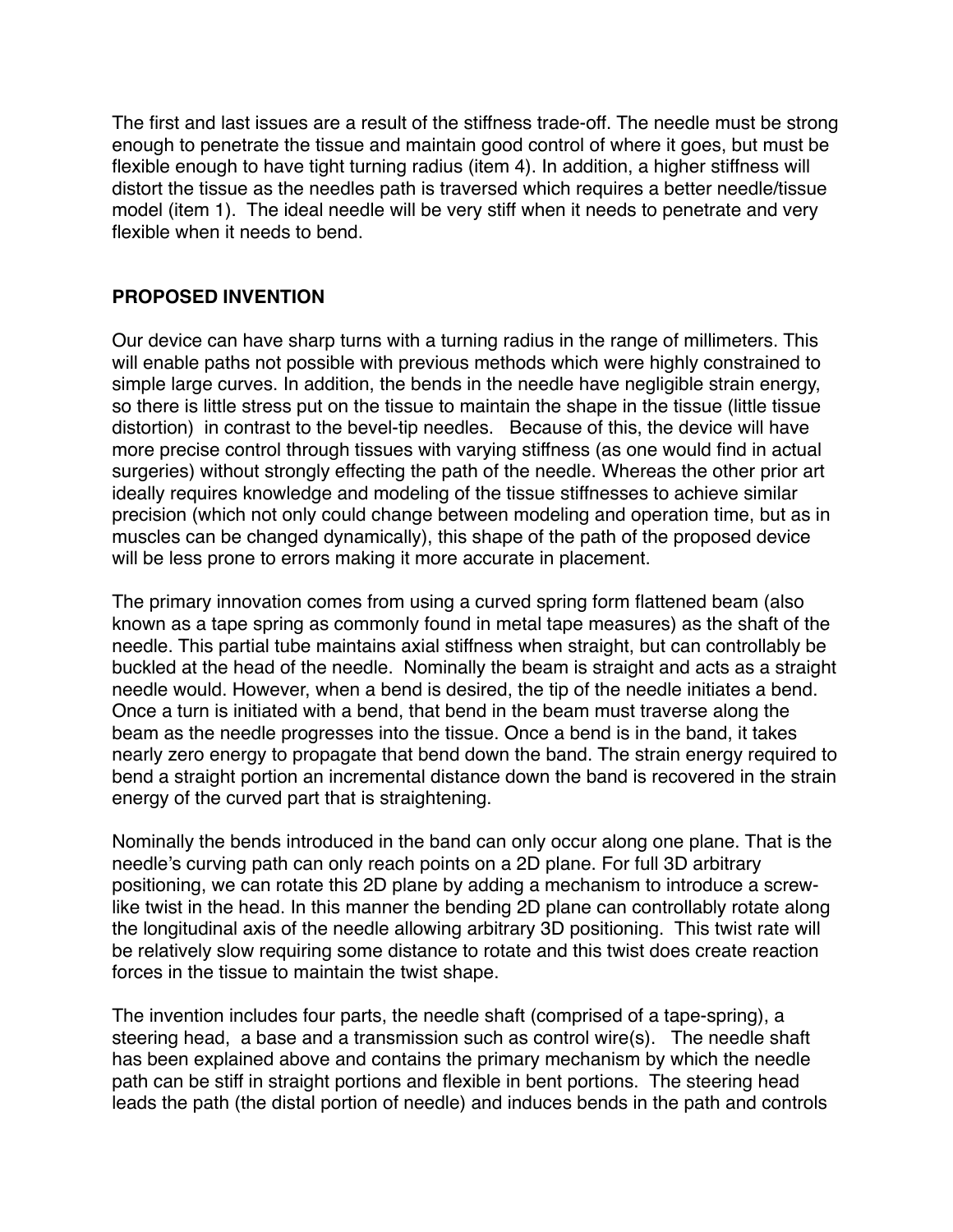The first and last issues are a result of the stiffness trade-off. The needle must be strong enough to penetrate the tissue and maintain good control of where it goes, but must be flexible enough to have tight turning radius (item 4). In addition, a higher stiffness will distort the tissue as the needles path is traversed which requires a better needle/tissue model (item 1). The ideal needle will be very stiff when it needs to penetrate and very flexible when it needs to bend.

## PROPOSED INVENTION

Our device can have sharp turns with a turning radius in the range of millimeters. This will enable paths not possible with previous methods which were highly constrained to simple large curves. In addition, the bends in the needle have negligible strain energy, so there is little stress put on the tissue to maintain the shape in the tissue (little tissue distortion) in contrast to the bevel-tip needles. Because of this, the device will have more precise control through tissues with varying stiffness (as one would find in actual surgeries) without strongly effecting the path of the needle. Whereas the other prior art ideally requires knowledge and modeling of the tissue stiffnesses to achieve similar precision (which not only could change between modeling and operation time, but as in muscles can be changed dynamically), this shape of the path of the proposed device will be less prone to errors making it more accurate in placement.

The primary innovation comes from using a curved spring form flattened beam (also known as a tape spring as commonly found in metal tape measures) as the shaft of the needle. This partial tube maintains axial stiffness when straight, but can controllably be buckled at the head of the needle. Nominally the beam is straight and acts as a straight needle would. However, when a bend is desired, the tip of the needle initiates a bend. Once a turn is initiated with a bend, that bend in the beam must traverse along the beam as the needle progresses into the tissue. Once a bend is in the band, it takes nearly zero energy to propagate that bend down the band. The strain energy required to bend a straight portion an incremental distance down the band is recovered in the strain energy of the curved part that is straightening.

Nominally the bends introduced in the band can only occur along one plane. That is the needle's curving path can only reach points on a 2D plane. For full 3D arbitrary positioning, we can rotate this 2D plane by adding a mechanism to introduce a screw-like twist in the head. In this manner the bending 2D plane can controllably rotate along the longitudinal axis of the needle allowing arbitrary 3D positioning. This twist rate will be relatively slow requiring some distance to rotate and this twist does create reaction forces in the tissue to maintain the twist shape.

The invention includes four parts, the needle shaft (comprised of a tape-spring), a steering head, a base and a transmission such as control wire(s). The needle shaft has been explained above and contains the primary mechanism by which the needle path can be stiff in straight portions and flexible in bent portions. The steering head leads the path (the distal portion of needle) and induces bends in the path and controls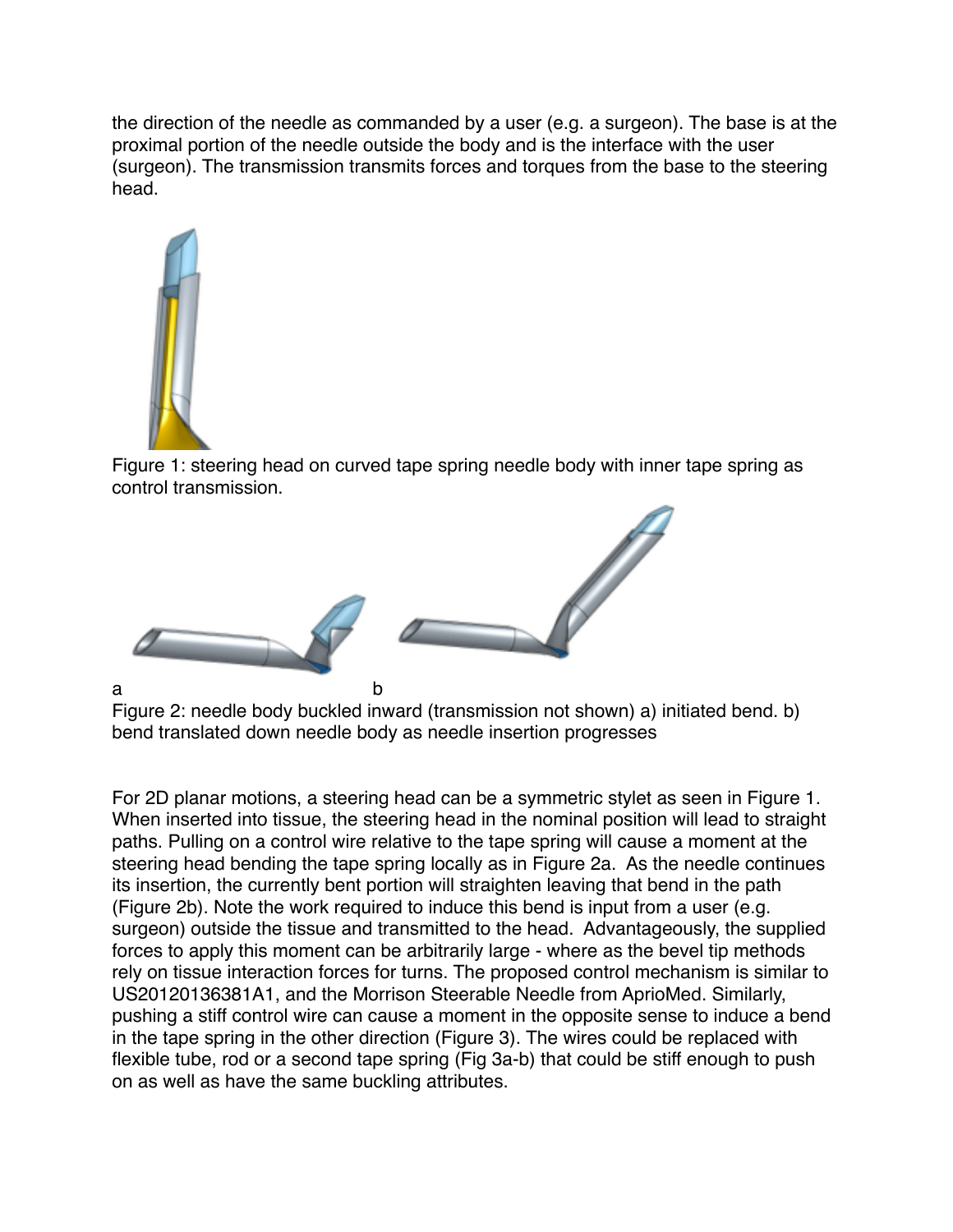the direction of the needle as commanded by a user (e.g. a surgeon). The base is at the proximal portion of the needle outside the body and is the interface with the user (surgeon). The transmission transmits forces and torques from the base to the steering head.

Figure 1: steering head on curved tape spring needle body with inner tape spring as control transmission.

a b

Figure 2: needle body buckled inward (transmission not shown) a) initiated bend. b) bend translated down needle body as needle insertion progresses

For 2D planar motions, a steering head can be a symmetric stylet as seen in Figure 1. When inserted into tissue, the steering head in the nominal position will lead to straight paths. Pulling on a control wire relative to the tape spring will cause a moment at the steering head bending the tape spring locally as in Figure 2a. As the needle continues its insertion, the currently bent portion will straighten leaving that bend in the path (Figure 2b). Note the work required to induce this bend is input from a user (e.g. surgeon) outside the tissue and transmitted to the head. Advantageously, the supplied forces to apply this moment can be arbitrarily large - where as the bevel tip methods rely on tissue interaction forces for turns. The proposed control mechanism is similar to US20120136381A1, and the Morrison Steerable Needle from AprioMed. Similarly, pushing a stiff control wire can cause a moment in the opposite sense to induce a bend in the tape spring in the other direction (Figure 3). The wires could be replaced with flexible tube, rod or a second tape spring (Fig 3a-b) that could be stiff enough to push on as well as have the same buckling attributes.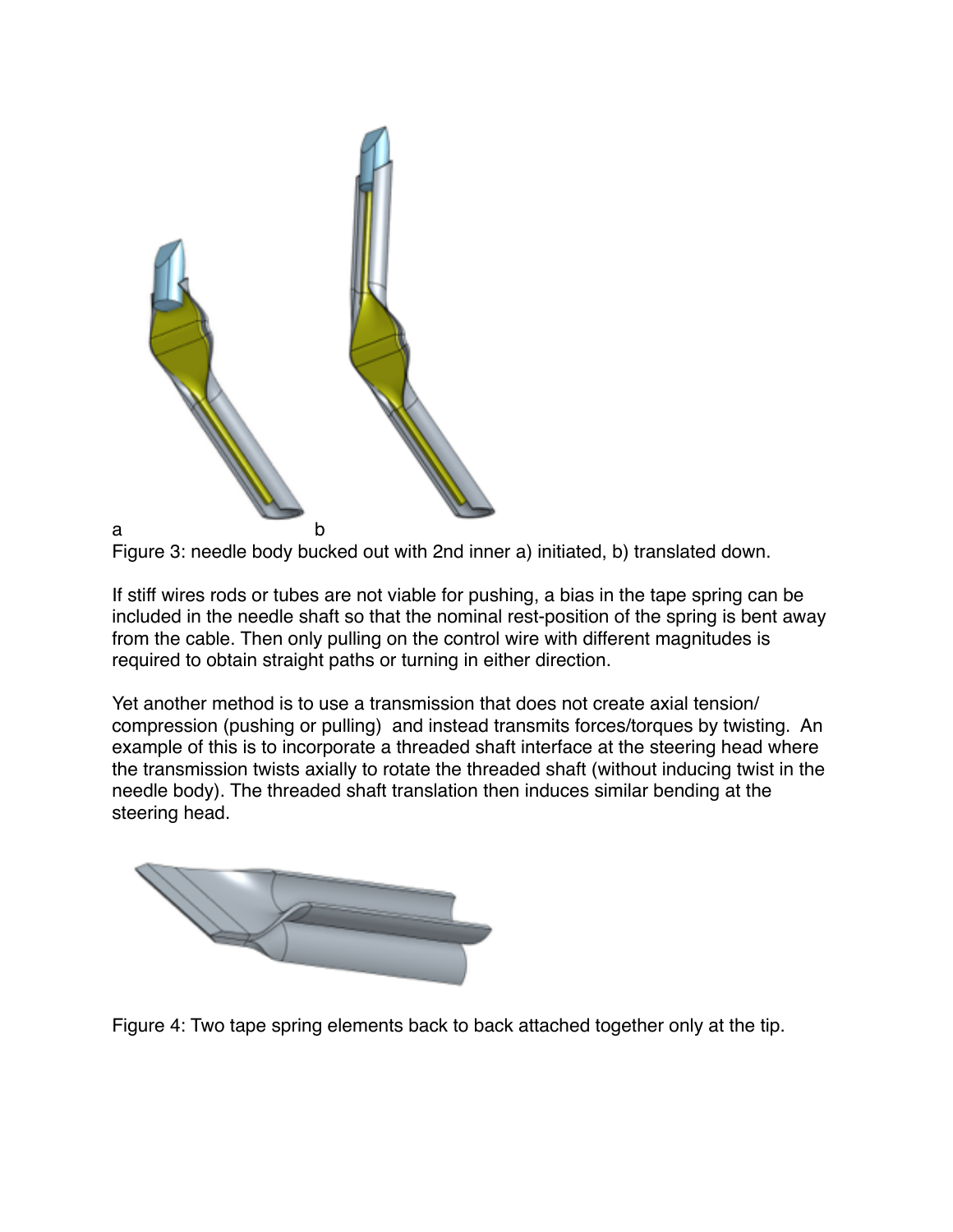a b

Figure 3: needle body bucked out with 2nd inner a) initiated, b) translated down.

If stiff wires rods or tubes are not viable for pushing, a bias in the tape spring can be included in the needle shaft so that the nominal rest-position of the spring is bent away from the cable. Then only pulling on the control wire with different magnitudes is required to obtain straight paths or turning in either direction.

Yet another method is to use a transmission that does not create axial tension/compression (pushing or pulling) and instead transmits forces/torques by twisting. An example of this is to incorporate a threaded shaft interface at the steering head where the transmission twists axially to rotate the threaded shaft (without inducing twist in the needle body). The threaded shaft translation then induces similar bending at the steering head.

Figure 4: Two tape spring elements back to back attached together only at the tip.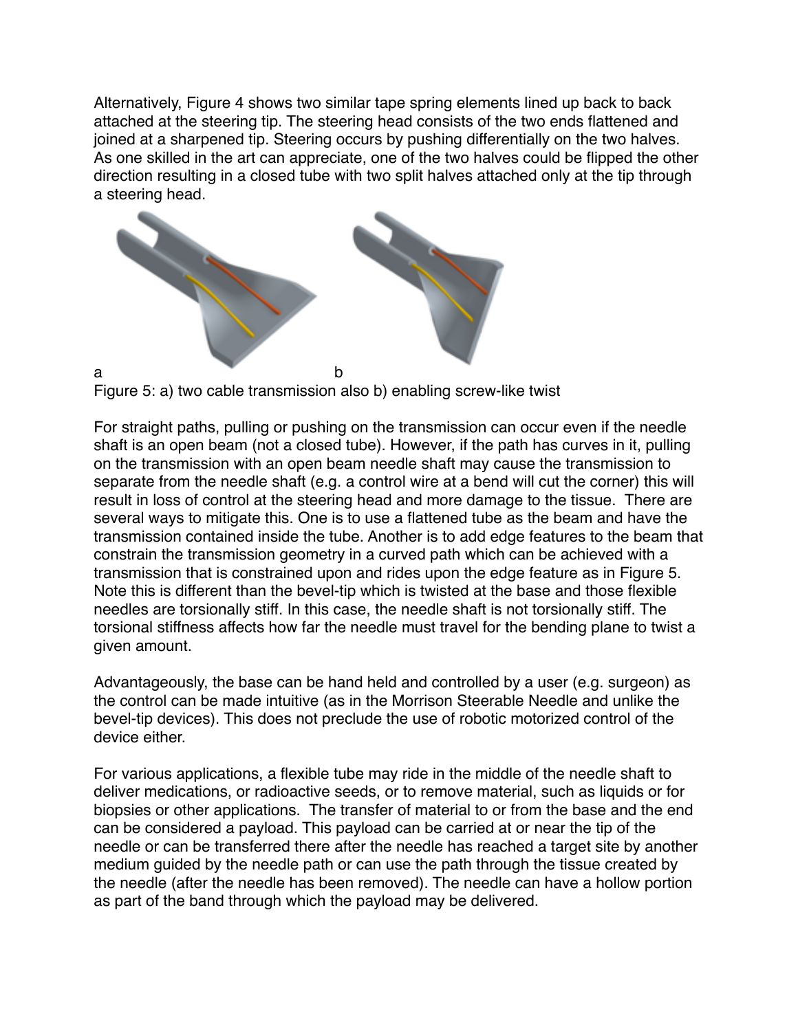Alternatively, Figure 4 shows two similar tape spring elements lined up back to back attached at the steering tip. The steering head consists of the two ends flattened and joined at a sharpened tip. Steering occurs by pushing differentially on the two halves. As one skilled in the art can appreciate, one of the two halves could be flipped the other direction resulting in a closed tube with two split halves attached only at the tip through a steering head.

a b

Figure 5: a) two cable transmission also b) enabling screw-like twist

For straight paths, pulling or pushing on the transmission can occur even if the needle shaft is an open beam (not a closed tube). However, if the path has curves in it, pulling on the transmission with an open beam needle shaft may cause the transmission to separate from the needle shaft (e.g. a control wire at a bend will cut the corner) this will result in loss of control at the steering head and more damage to the tissue. There are several ways to mitigate this. One is to use a flattened tube as the beam and have the transmission contained inside the tube. Another is to add edge features to the beam that constrain the transmission geometry in a curved path which can be achieved with a transmission that is constrained upon and rides upon the edge feature as in Figure 5. Note this is different than the bevel-tip which is twisted at the base and those flexible needles are torsionally stiff. In this case, the needle shaft is not torsionally stiff. The torsional stiffness affects how far the needle must travel for the bending plane to twist a given amount.

Advantageously, the base can be hand held and controlled by a user (e.g. surgeon) as the control can be made intuitive (as in the Morrison Steerable Needle and unlike the bevel-tip devices). This does not preclude the use of robotic motorized control of the device either.

For various applications, a flexible tube may ride in the middle of the needle shaft to deliver medications, or radioactive seeds, or to remove material, such as liquids or for biopsies or other applications. The transfer of material to or from the base and the end can be considered a payload. This payload can be carried at or near the tip of the needle or can be transferred there after the needle has reached a target site by another medium guided by the needle path or can use the path through the tissue created by the needle (after the needle has been removed). The needle can have a hollow portion as part of the band through which the payload may be delivered.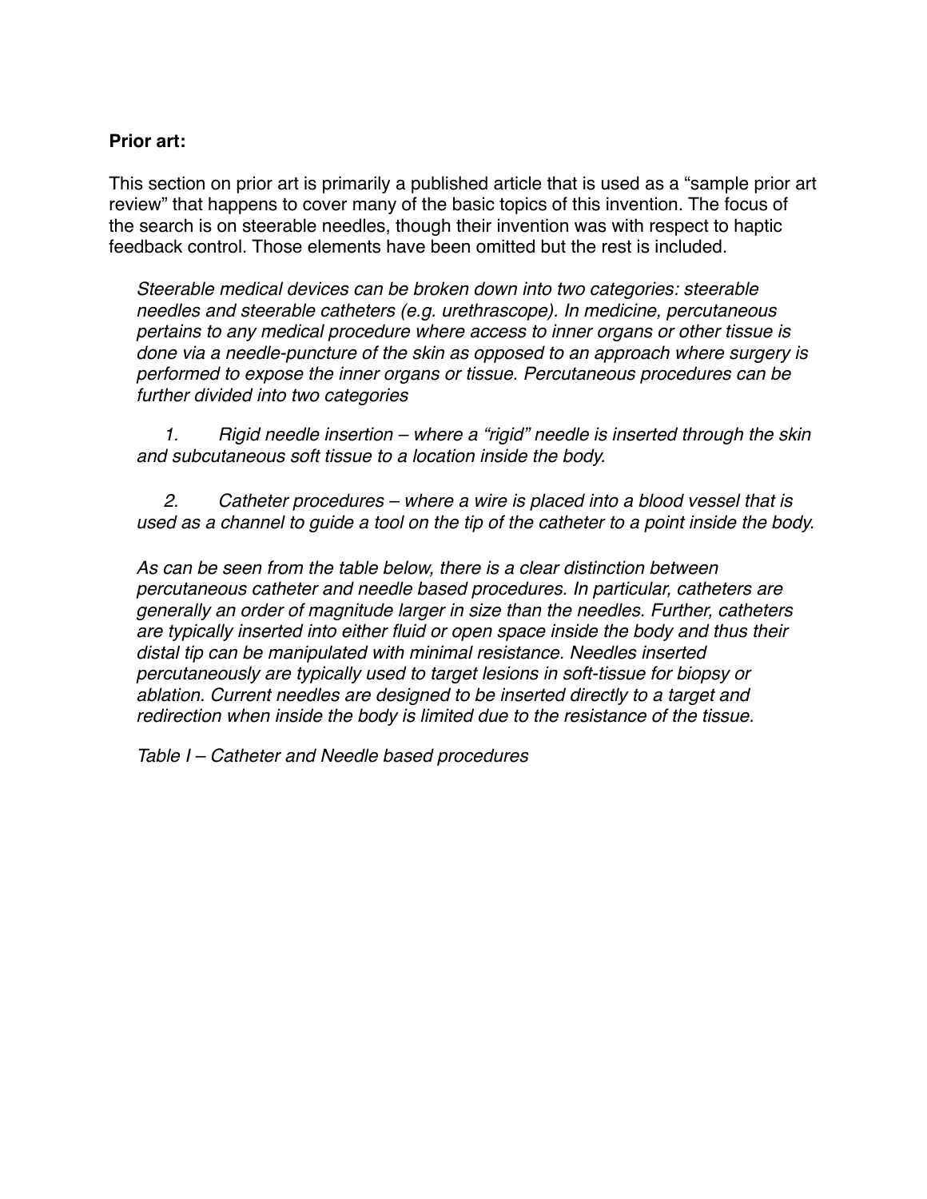**Prior art:**

This section on prior art is primarily a published article that is used as a "sample prior art review" that happens to cover many of the basic topics of this invention. The focus of the search is on steerable needles, though their invention was with respect to haptic feedback control. Those elements have been omitted but the rest is included.

*Steerable medical devices can be broken down into two categories: steerable needles and steerable catheters (e.g. urethrascope). In medicine, percutaneous pertains to any medical procedure where access to inner organs or other tissue is done via a needle-puncture of the skin as opposed to an approach where surgery is performed to expose the inner organs or tissue. Percutaneous procedures can be further divided into two categories*

1. *Rigid needle insertion – where a "rigid" needle is inserted through the skin and subcutaneous soft tissue to a location inside the body.*

2. *Catheter procedures – where a wire is placed into a blood vessel that is used as a channel to guide a tool on the tip of the catheter to a point inside the body.*

*As can be seen from the table below, there is a clear distinction between percutaneous catheter and needle based procedures. In particular, catheters are generally an order of magnitude larger in size than the needles. Further, catheters are typically inserted into either fluid or open space inside the body and thus their distal tip can be manipulated with minimal resistance. Needles inserted percutaneously are typically used to target lesions in soft-tissue for biopsy or ablation. Current needles are designed to be inserted directly to a target and redirection when inside the body is limited due to the resistance of the tissue.*

*Table I – Catheter and Needle based procedures*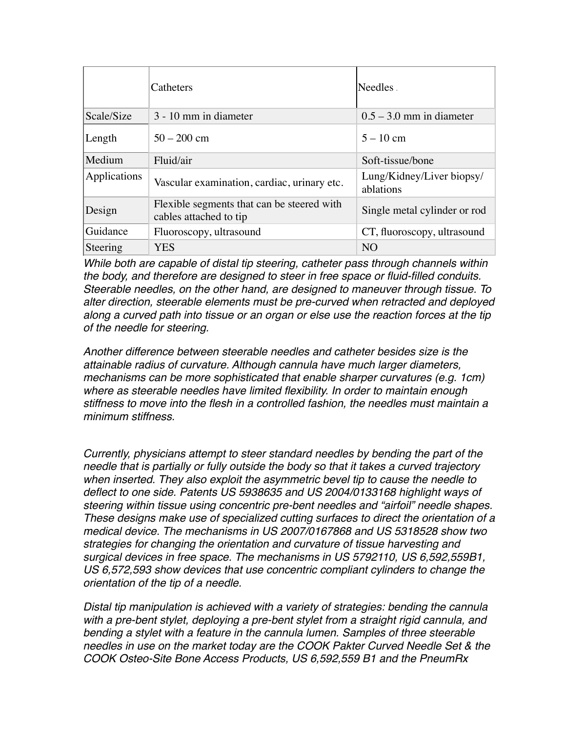| | Catheters | Needles |
|---|---|---|
| Scale/Size | 3 - 10 mm in diameter | 0.5 – 3.0 mm in diameter |
| Length | 50 – 200 cm | 5 – 10 cm |
| Medium | Fluid/air | Soft-tissue/bone |
| Applications | Vascular examination, cardiac, urinary etc. | Lung/Kidney/Liver biopsy/ ablations |
| Design | Flexible segments that can be steered with cables attached to tip | Single metal cylinder or rod |
| Guidance | Fluoroscopy, ultrasound | CT, fluoroscopy, ultrasound |
| Steering | YES | NO |

*While both are capable of distal tip steering, catheter pass through channels within the body, and therefore are designed to steer in free space or fluid-filled conduits. Steerable needles, on the other hand, are designed to maneuver through tissue. To alter direction, steerable elements must be pre-curved when retracted and deployed along a curved path into tissue or an organ or else use the reaction forces at the tip of the needle for steering.*

*Another difference between steerable needles and catheter besides size is the attainable radius of curvature. Although cannula have much larger diameters, mechanisms can be more sophisticated that enable sharper curvatures (e.g. 1cm) where as steerable needles have limited flexibility. In order to maintain enough stiffness to move into the flesh in a controlled fashion, the needles must maintain a minimum stiffness.*

*Currently, physicians attempt to steer standard needles by bending the part of the needle that is partially or fully outside the body so that it takes a curved trajectory when inserted. They also exploit the asymmetric bevel tip to cause the needle to deflect to one side. Patents US 5938635 and US 2004/0133168 highlight ways of steering within tissue using concentric pre-bent needles and "airfoil" needle shapes. These designs make use of specialized cutting surfaces to direct the orientation of a medical device. The mechanisms in US 2007/0167868 and US 5318528 show two strategies for changing the orientation and curvature of tissue harvesting and surgical devices in free space. The mechanisms in US 5792110, US 6,592,559B1, US 6,572,593 show devices that use concentric compliant cylinders to change the orientation of the tip of a needle.*

*Distal tip manipulation is achieved with a variety of strategies: bending the cannula with a pre-bent stylet, deploying a pre-bent stylet from a straight rigid cannula, and bending a stylet with a feature in the cannula lumen. Samples of three steerable needles in use on the market today are the COOK Pakter Curved Needle Set & the COOK Osteo-Site Bone Access Products, US 6,592,559 B1 and the PneumRx*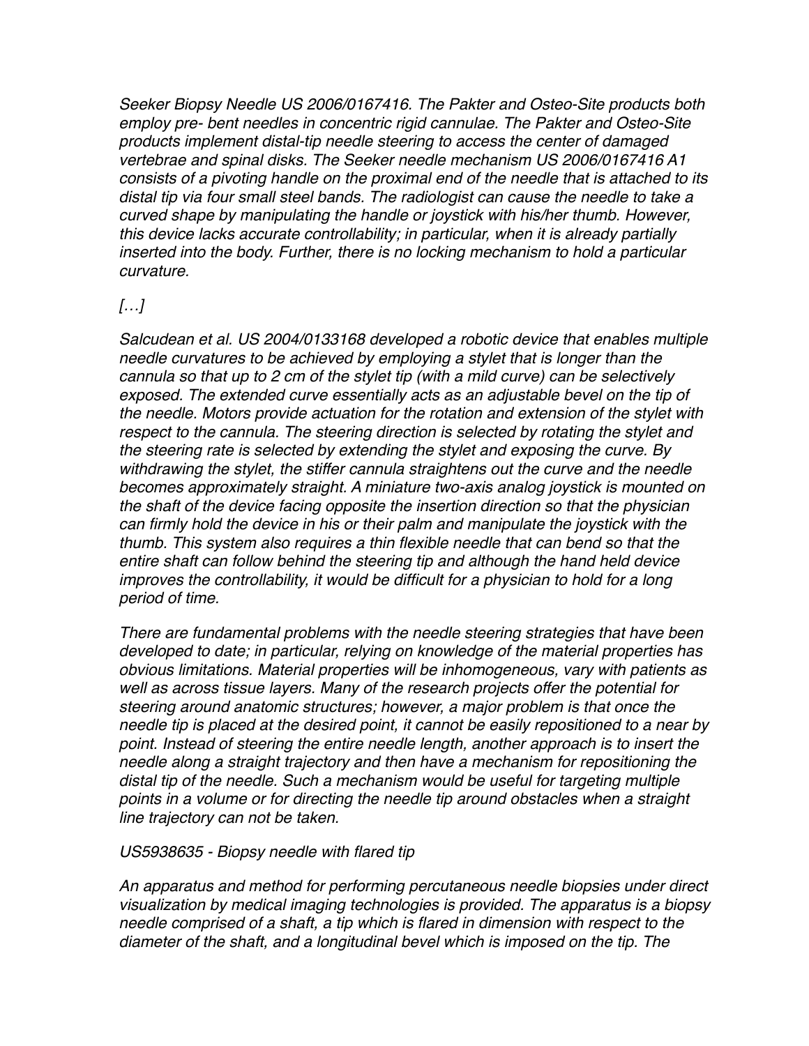*Seeker Biopsy Needle US 2006/0167416. The Pakter and Osteo-Site products both employ pre- bent needles in concentric rigid cannulae. The Pakter and Osteo-Site products implement distal-tip needle steering to access the center of damaged vertebrae and spinal disks. The Seeker needle mechanism US 2006/0167416 A1 consists of a pivoting handle on the proximal end of the needle that is attached to its distal tip via four small steel bands. The radiologist can cause the needle to take a curved shape by manipulating the handle or joystick with his/her thumb. However, this device lacks accurate controllability; in particular, when it is already partially inserted into the body. Further, there is no locking mechanism to hold a particular curvature.*

*[…]*

*Salcudean et al. US 2004/0133168 developed a robotic device that enables multiple needle curvatures to be achieved by employing a stylet that is longer than the cannula so that up to 2 cm of the stylet tip (with a mild curve) can be selectively exposed. The extended curve essentially acts as an adjustable bevel on the tip of the needle. Motors provide actuation for the rotation and extension of the stylet with respect to the cannula. The steering direction is selected by rotating the stylet and the steering rate is selected by extending the stylet and exposing the curve. By withdrawing the stylet, the stiffer cannula straightens out the curve and the needle becomes approximately straight. A miniature two-axis analog joystick is mounted on the shaft of the device facing opposite the insertion direction so that the physician can firmly hold the device in his or their palm and manipulate the joystick with the thumb. This system also requires a thin flexible needle that can bend so that the entire shaft can follow behind the steering tip and although the hand held device improves the controllability, it would be difficult for a physician to hold for a long period of time.*

*There are fundamental problems with the needle steering strategies that have been developed to date; in particular, relying on knowledge of the material properties has obvious limitations. Material properties will be inhomogeneous, vary with patients as well as across tissue layers. Many of the research projects offer the potential for steering around anatomic structures; however, a major problem is that once the needle tip is placed at the desired point, it cannot be easily repositioned to a near by point. Instead of steering the entire needle length, another approach is to insert the needle along a straight trajectory and then have a mechanism for repositioning the distal tip of the needle. Such a mechanism would be useful for targeting multiple points in a volume or for directing the needle tip around obstacles when a straight line trajectory can not be taken.*

*US5938635 - Biopsy needle with flared tip*

*An apparatus and method for performing percutaneous needle biopsies under direct visualization by medical imaging technologies is provided. The apparatus is a biopsy needle comprised of a shaft, a tip which is flared in dimension with respect to the diameter of the shaft, and a longitudinal bevel which is imposed on the tip. The*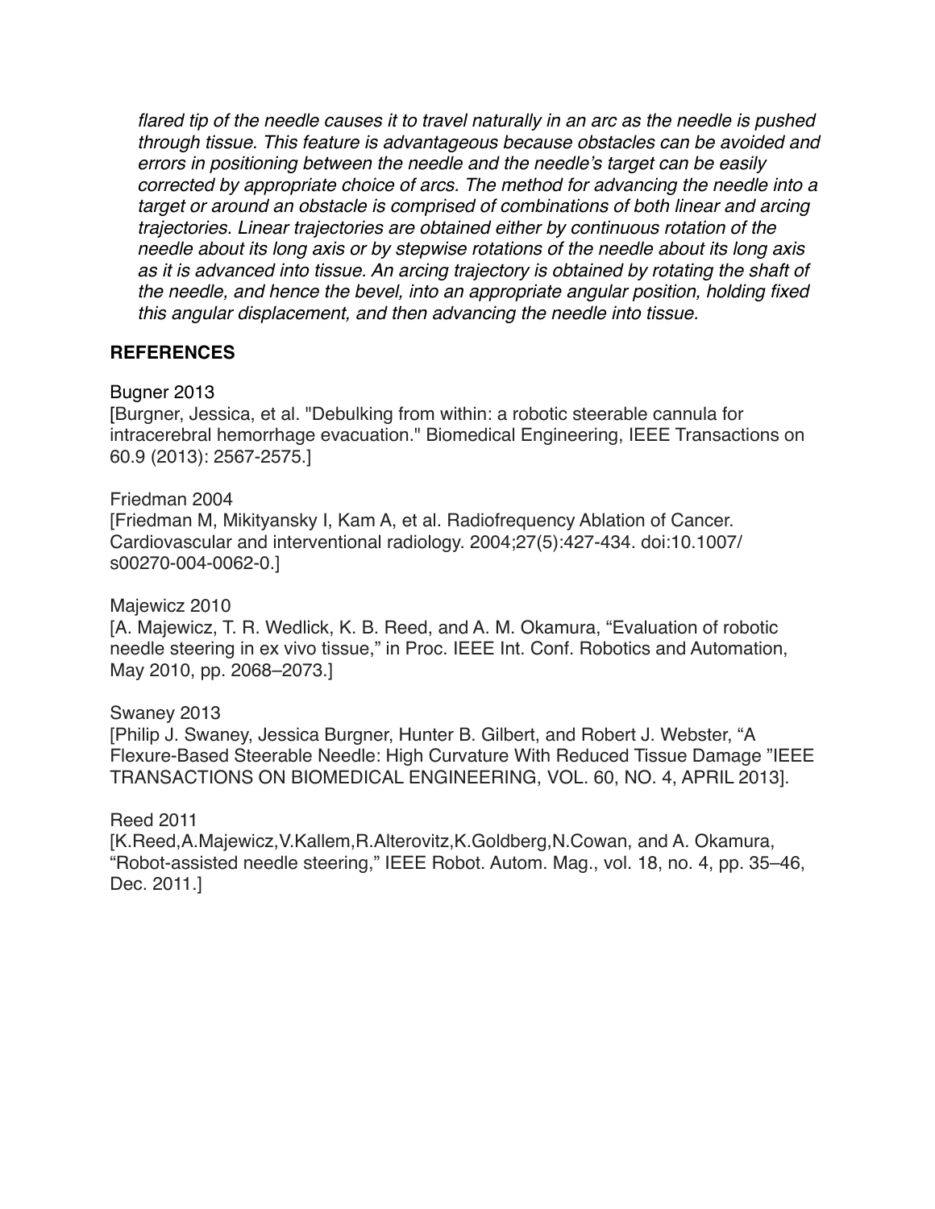*flared tip of the needle causes it to travel naturally in an arc as the needle is pushed through tissue. This feature is advantageous because obstacles can be avoided and errors in positioning between the needle and the needle's target can be easily corrected by appropriate choice of arcs. The method for advancing the needle into a target or around an obstacle is comprised of combinations of both linear and arcing trajectories. Linear trajectories are obtained either by continuous rotation of the needle about its long axis or by stepwise rotations of the needle about its long axis as it is advanced into tissue. An arcing trajectory is obtained by rotating the shaft of the needle, and hence the bevel, into an appropriate angular position, holding fixed this angular displacement, and then advancing the needle into tissue.*

**REFERENCES**

Bugner 2013
[Burgner, Jessica, et al. "Debulking from within: a robotic steerable cannula for intracerebral hemorrhage evacuation." Biomedical Engineering, IEEE Transactions on 60.9 (2013): 2567-2575.]

Friedman 2004
[Friedman M, Mikityansky I, Kam A, et al. Radiofrequency Ablation of Cancer. Cardiovascular and interventional radiology. 2004;27(5):427-434. doi:10.1007/s00270-004-0062-0.]

Majewicz 2010
[A. Majewicz, T. R. Wedlick, K. B. Reed, and A. M. Okamura, "Evaluation of robotic needle steering in ex vivo tissue," in Proc. IEEE Int. Conf. Robotics and Automation, May 2010, pp. 2068–2073.]

Swaney 2013
[Philip J. Swaney, Jessica Burgner, Hunter B. Gilbert, and Robert J. Webster, "A Flexure-Based Steerable Needle: High Curvature With Reduced Tissue Damage "IEEE TRANSACTIONS ON BIOMEDICAL ENGINEERING, VOL. 60, NO. 4, APRIL 2013].

Reed 2011
[K.Reed,A.Majewicz,V.Kallem,R.Alterovitz,K.Goldberg,N.Cowan, and A. Okamura, "Robot-assisted needle steering," IEEE Robot. Autom. Mag., vol. 18, no. 4, pp. 35–46, Dec. 2011.]